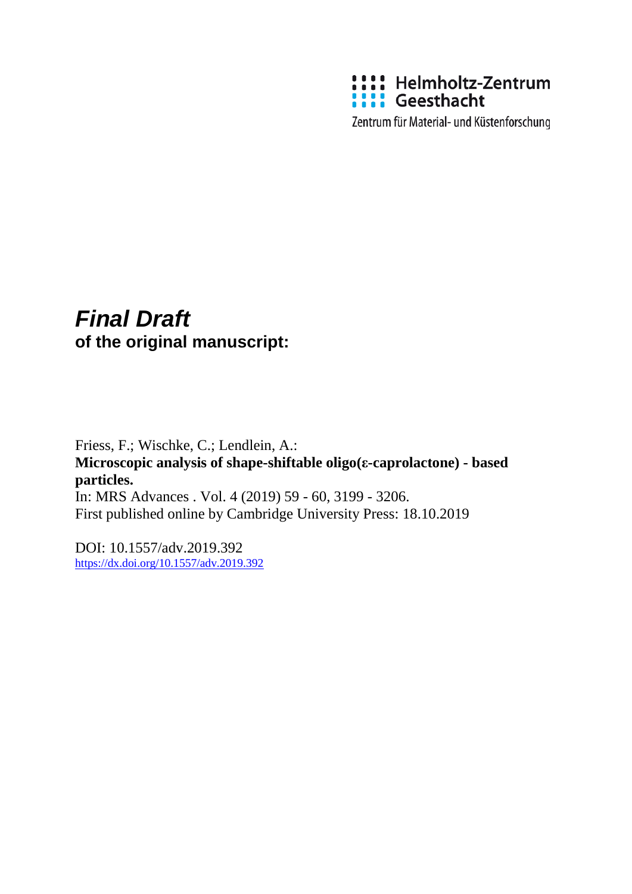Helmholtz-Zentrum Geesthacht

Zentrum für Material- und Küstenforschung

# *Final Draft*

**of the original manuscript:**

Friess, F.; Wischke, C.; Lendlein, A.:

**Microscopic analysis of shape-shiftable oligo(ε-caprolactone) - based particles.**

In: MRS Advances . Vol. 4 (2019) 59 - 60, 3199 - 3206.

First published online by Cambridge University Press: 18.10.2019

DOI: 10.1557/adv.2019.392

https://dx.doi.org/10.1557/adv.2019.392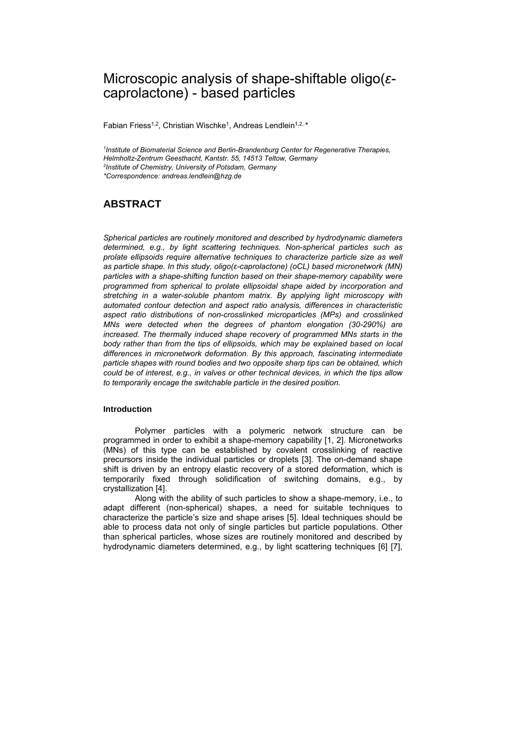# Microscopic analysis of shape-shiftable oligo(ε-caprolactone) - based particles

Fabian Friess[1,2], Christian Wischke[1], Andreas Lendlein[1,2, *]

*[1]Institute of Biomaterial Science and Berlin-Brandenburg Center for Regenerative Therapies, Helmholtz-Zentrum Geesthacht, Kantstr. 55, 14513 Teltow, Germany*
*[2]Institute of Chemistry, University of Potsdam, Germany*
*\*Correspondence: andreas.lendlein@hzg.de*

## ABSTRACT

*Spherical particles are routinely monitored and described by hydrodynamic diameters determined, e.g., by light scattering techniques. Non-spherical particles such as prolate ellipsoids require alternative techniques to characterize particle size as well as particle shape. In this study, oligo(ε-caprolactone) (oCL) based micronetwork (MN) particles with a shape-shifting function based on their shape-memory capability were programmed from spherical to prolate ellipsoidal shape aided by incorporation and stretching in a water-soluble phantom matrix. By applying light microscopy with automated contour detection and aspect ratio analysis, differences in characteristic aspect ratio distributions of non-crosslinked microparticles (MPs) and crosslinked MNs were detected when the degrees of phantom elongation (30-290%) are increased. The thermally induced shape recovery of programmed MNs starts in the body rather than from the tips of ellipsoids, which may be explained based on local differences in micronetwork deformation. By this approach, fascinating intermediate particle shapes with round bodies and two opposite sharp tips can be obtained, which could be of interest, e.g., in valves or other technical devices, in which the tips allow to temporarily encage the switchable particle in the desired position.*

#### Introduction

Polymer particles with a polymeric network structure can be programmed in order to exhibit a shape-memory capability [1, 2]. Micronetworks (MNs) of this type can be established by covalent crosslinking of reactive precursors inside the individual particles or droplets [3]. The on-demand shape shift is driven by an entropy elastic recovery of a stored deformation, which is temporarily fixed through solidification of switching domains, e.g., by crystallization [4].

Along with the ability of such particles to show a shape-memory, i.e., to adapt different (non-spherical) shapes, a need for suitable techniques to characterize the particle's size and shape arises [5]. Ideal techniques should be able to process data not only of single particles but particle populations. Other than spherical particles, whose sizes are routinely monitored and described by hydrodynamic diameters determined, e.g., by light scattering techniques [6] [7],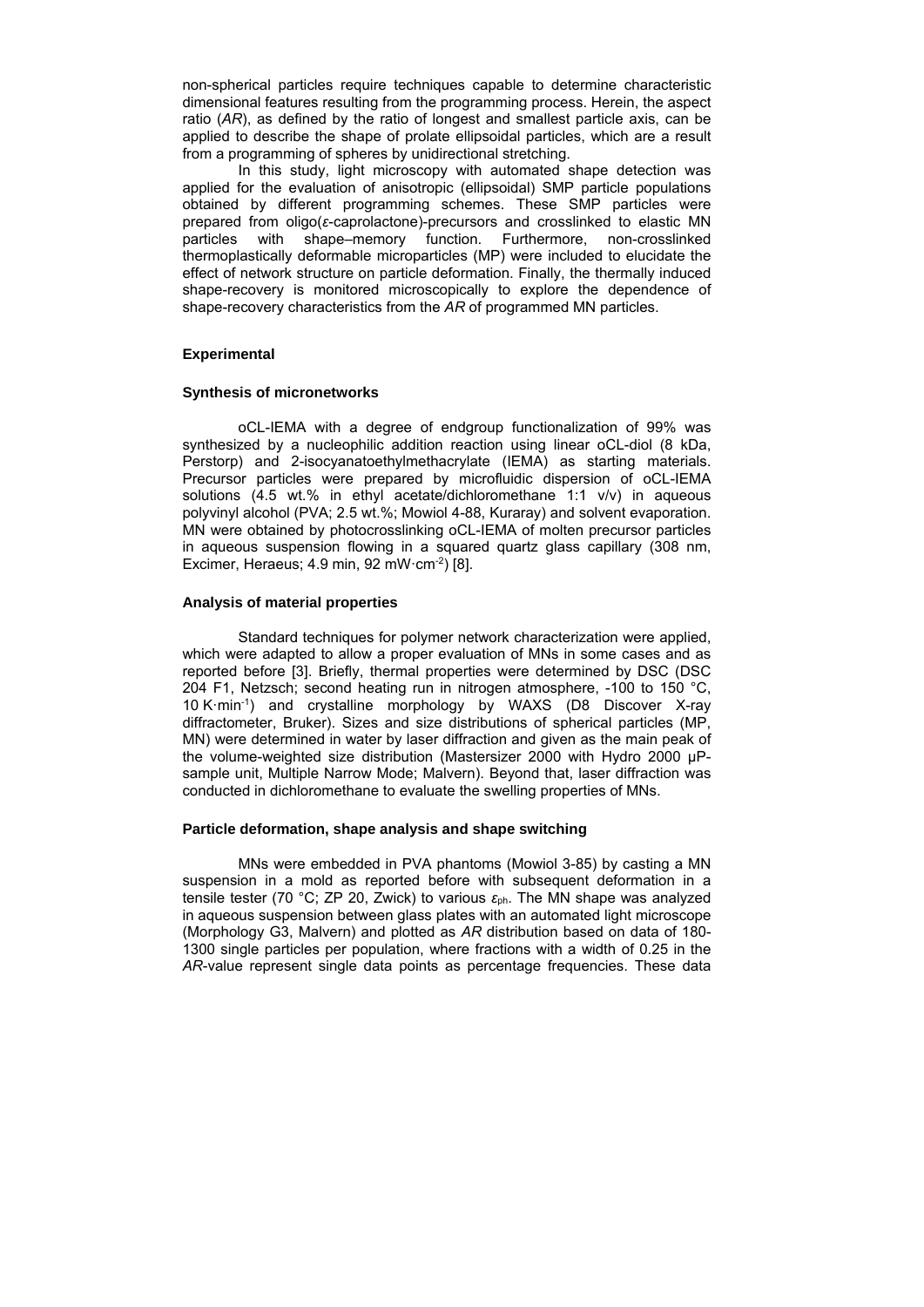non-spherical particles require techniques capable to determine characteristic dimensional features resulting from the programming process. Herein, the aspect ratio (*AR*), as defined by the ratio of longest and smallest particle axis, can be applied to describe the shape of prolate ellipsoidal particles, which are a result from a programming of spheres by unidirectional stretching.

In this study, light microscopy with automated shape detection was applied for the evaluation of anisotropic (ellipsoidal) SMP particle populations obtained by different programming schemes. These SMP particles were prepared from oligo($\varepsilon$-caprolactone)-precursors and crosslinked to elastic MN particles with shape–memory function. Furthermore, non-crosslinked thermoplastically deformable microparticles (MP) were included to elucidate the effect of network structure on particle deformation. Finally, the thermally induced shape-recovery is monitored microscopically to explore the dependence of shape-recovery characteristics from the *AR* of programmed MN particles.

## Experimental

### Synthesis of micronetworks

oCL-IEMA with a degree of endgroup functionalization of 99% was synthesized by a nucleophilic addition reaction using linear oCL-diol (8 kDa, Perstorp) and 2-isocyanatoethylmethacrylate (IEMA) as starting materials. Precursor particles were prepared by microfluidic dispersion of oCL-IEMA solutions (4.5 wt.% in ethyl acetate/dichloromethane 1:1 v/v) in aqueous polyvinyl alcohol (PVA; 2.5 wt.%; Mowiol 4-88, Kuraray) and solvent evaporation. MN were obtained by photocrosslinking oCL-IEMA of molten precursor particles in aqueous suspension flowing in a squared quartz glass capillary (308 nm, Excimer, Heraeus; 4.9 min, 92 mW·cm$^{-2}$) [8].

### Analysis of material properties

Standard techniques for polymer network characterization were applied, which were adapted to allow a proper evaluation of MNs in some cases and as reported before [3]. Briefly, thermal properties were determined by DSC (DSC 204 F1, Netzsch; second heating run in nitrogen atmosphere, -100 to 150 °C, 10 K·min$^{-1}$) and crystalline morphology by WAXS (D8 Discover X-ray diffractometer, Bruker). Sizes and size distributions of spherical particles (MP, MN) were determined in water by laser diffraction and given as the main peak of the volume-weighted size distribution (Mastersizer 2000 with Hydro 2000 µP-sample unit, Multiple Narrow Mode; Malvern). Beyond that, laser diffraction was conducted in dichloromethane to evaluate the swelling properties of MNs.

### Particle deformation, shape analysis and shape switching

MNs were embedded in PVA phantoms (Mowiol 3-85) by casting a MN suspension in a mold as reported before with subsequent deformation in a tensile tester (70 °C; ZP 20, Zwick) to various $\varepsilon_{ph}$. The MN shape was analyzed in aqueous suspension between glass plates with an automated light microscope (Morphology G3, Malvern) and plotted as *AR* distribution based on data of 180-1300 single particles per population, where fractions with a width of 0.25 in the *AR*-value represent single data points as percentage frequencies. These data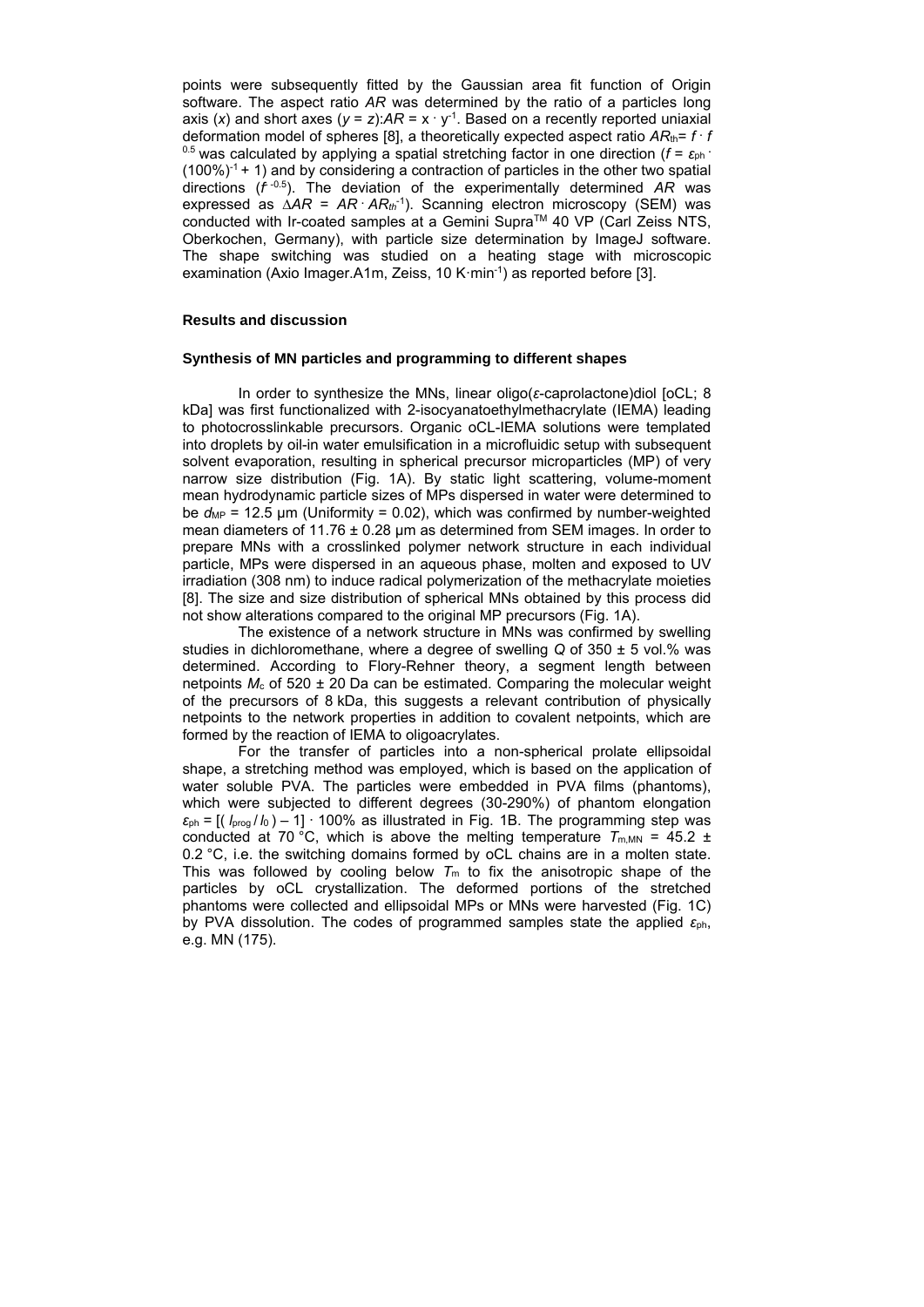points were subsequently fitted by the Gaussian area fit function of Origin software. The aspect ratio *AR* was determined by the ratio of a particles long axis ($x$) and short axes ($y = z$):$AR = x \cdot y^{-1}$. Based on a recently reported uniaxial deformation model of spheres [8], a theoretically expected aspect ratio $AR_{th} = f \cdot f^{0.5}$ was calculated by applying a spatial stretching factor in one direction ($f = \varepsilon_{ph} \cdot (100\%)^{-1} + 1$) and by considering a contraction of particles in the other two spatial directions ($f^{-0.5}$). The deviation of the experimentally determined *AR* was expressed as $\Delta AR = AR \cdot AR_{th}^{-1}$). Scanning electron microscopy (SEM) was conducted with Ir-coated samples at a Gemini Supra™ 40 VP (Carl Zeiss NTS, Oberkochen, Germany), with particle size determination by ImageJ software. The shape switching was studied on a heating stage with microscopic examination (Axio Imager.A1m, Zeiss, 10 K·min$^{-1}$) as reported before [3].

## Results and discussion

### Synthesis of MN particles and programming to different shapes

In order to synthesize the MNs, linear oligo(*ε*-caprolactone)diol [oCL; 8 kDa] was first functionalized with 2-isocyanatoethylmethacrylate (IEMA) leading to photocrosslinkable precursors. Organic oCL-IEMA solutions were templated into droplets by oil-in water emulsification in a microfluidic setup with subsequent solvent evaporation, resulting in spherical precursor microparticles (MP) of very narrow size distribution (Fig. 1A). By static light scattering, volume-moment mean hydrodynamic particle sizes of MPs dispersed in water were determined to be $d_{MP}$ = 12.5 µm (Uniformity = 0.02), which was confirmed by number-weighted mean diameters of 11.76 ± 0.28 µm as determined from SEM images. In order to prepare MNs with a crosslinked polymer network structure in each individual particle, MPs were dispersed in an aqueous phase, molten and exposed to UV irradiation (308 nm) to induce radical polymerization of the methacrylate moieties [8]. The size and size distribution of spherical MNs obtained by this process did not show alterations compared to the original MP precursors (Fig. 1A).

The existence of a network structure in MNs was confirmed by swelling studies in dichloromethane, where a degree of swelling *Q* of 350 ± 5 vol.% was determined. According to Flory-Rehner theory, a segment length between netpoints $M_c$ of 520 ± 20 Da can be estimated. Comparing the molecular weight of the precursors of 8 kDa, this suggests a relevant contribution of physically netpoints to the network properties in addition to covalent netpoints, which are formed by the reaction of IEMA to oligoacrylates.

For the transfer of particles into a non-spherical prolate ellipsoidal shape, a stretching method was employed, which is based on the application of water soluble PVA. The particles were embedded in PVA films (phantoms), which were subjected to different degrees (30-290%) of phantom elongation $\varepsilon_{ph} = [(l_{prog} / l_0) - 1] \cdot 100\%$ as illustrated in Fig. 1B. The programming step was conducted at 70 °C, which is above the melting temperature $T_{m,MN}$ = 45.2 ± 0.2 °C, i.e. the switching domains formed by oCL chains are in a molten state. This was followed by cooling below $T_m$ to fix the anisotropic shape of the particles by oCL crystallization. The deformed portions of the stretched phantoms were collected and ellipsoidal MPs or MNs were harvested (Fig. 1C) by PVA dissolution. The codes of programmed samples state the applied $\varepsilon_{ph}$, e.g. MN (175).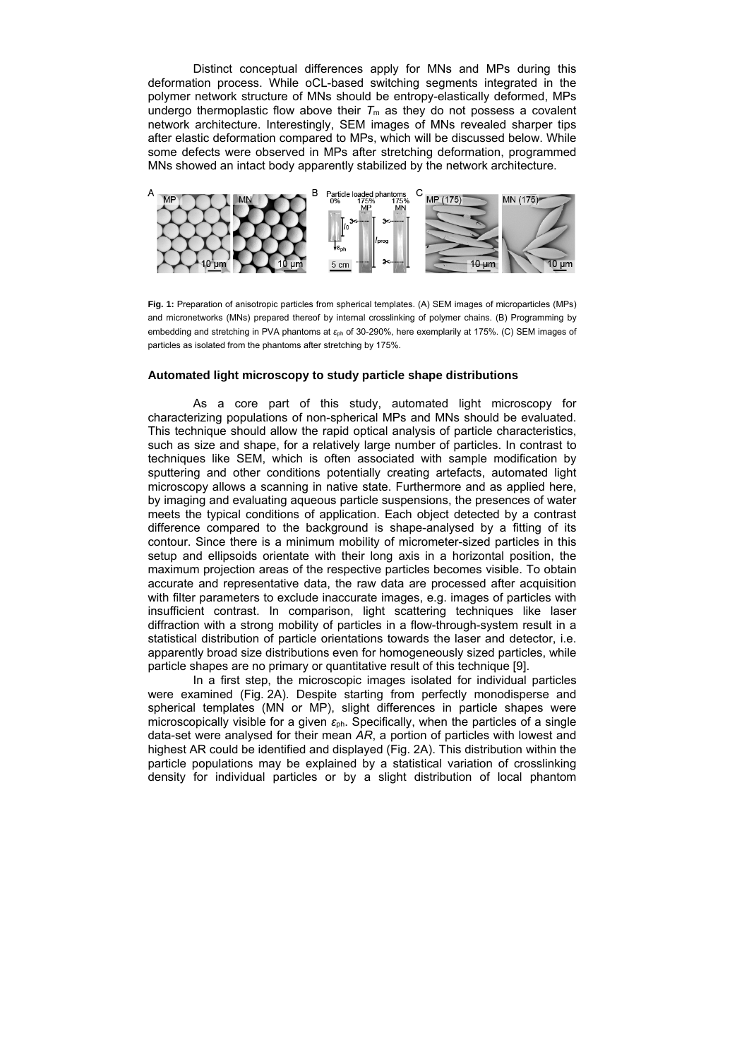Distinct conceptual differences apply for MNs and MPs during this deformation process. While oCL-based switching segments integrated in the polymer network structure of MNs should be entropy-elastically deformed, MPs undergo thermoplastic flow above their $T_m$ as they do not possess a covalent network architecture. Interestingly, SEM images of MNs revealed sharper tips after elastic deformation compared to MPs, which will be discussed below. While some defects were observed in MPs after stretching deformation, programmed MNs showed an intact body apparently stabilized by the network architecture.

**Fig. 1:** Preparation of anisotropic particles from spherical templates. (A) SEM images of microparticles (MPs) and micronetworks (MNs) prepared thereof by internal crosslinking of polymer chains. (B) Programming by embedding and stretching in PVA phantoms at $\varepsilon_{ph}$ of 30-290%, here exemplarily at 175%. (C) SEM images of particles as isolated from the phantoms after stretching by 175%.

### Automated light microscopy to study particle shape distributions

As a core part of this study, automated light microscopy for characterizing populations of non-spherical MPs and MNs should be evaluated. This technique should allow the rapid optical analysis of particle characteristics, such as size and shape, for a relatively large number of particles. In contrast to techniques like SEM, which is often associated with sample modification by sputtering and other conditions potentially creating artefacts, automated light microscopy allows a scanning in native state. Furthermore and as applied here, by imaging and evaluating aqueous particle suspensions, the presences of water meets the typical conditions of application. Each object detected by a contrast difference compared to the background is shape-analysed by a fitting of its contour. Since there is a minimum mobility of micrometer-sized particles in this setup and ellipsoids orientate with their long axis in a horizontal position, the maximum projection areas of the respective particles becomes visible. To obtain accurate and representative data, the raw data are processed after acquisition with filter parameters to exclude inaccurate images, e.g. images of particles with insufficient contrast. In comparison, light scattering techniques like laser diffraction with a strong mobility of particles in a flow-through-system result in a statistical distribution of particle orientations towards the laser and detector, i.e. apparently broad size distributions even for homogeneously sized particles, while particle shapes are no primary or quantitative result of this technique [9].

In a first step, the microscopic images isolated for individual particles were examined (Fig. 2A). Despite starting from perfectly monodisperse and spherical templates (MN or MP), slight differences in particle shapes were microscopically visible for a given $\varepsilon_{ph}$. Specifically, when the particles of a single data-set were analysed for their mean *AR*, a portion of particles with lowest and highest AR could be identified and displayed (Fig. 2A). This distribution within the particle populations may be explained by a statistical variation of crosslinking density for individual particles or by a slight distribution of local phantom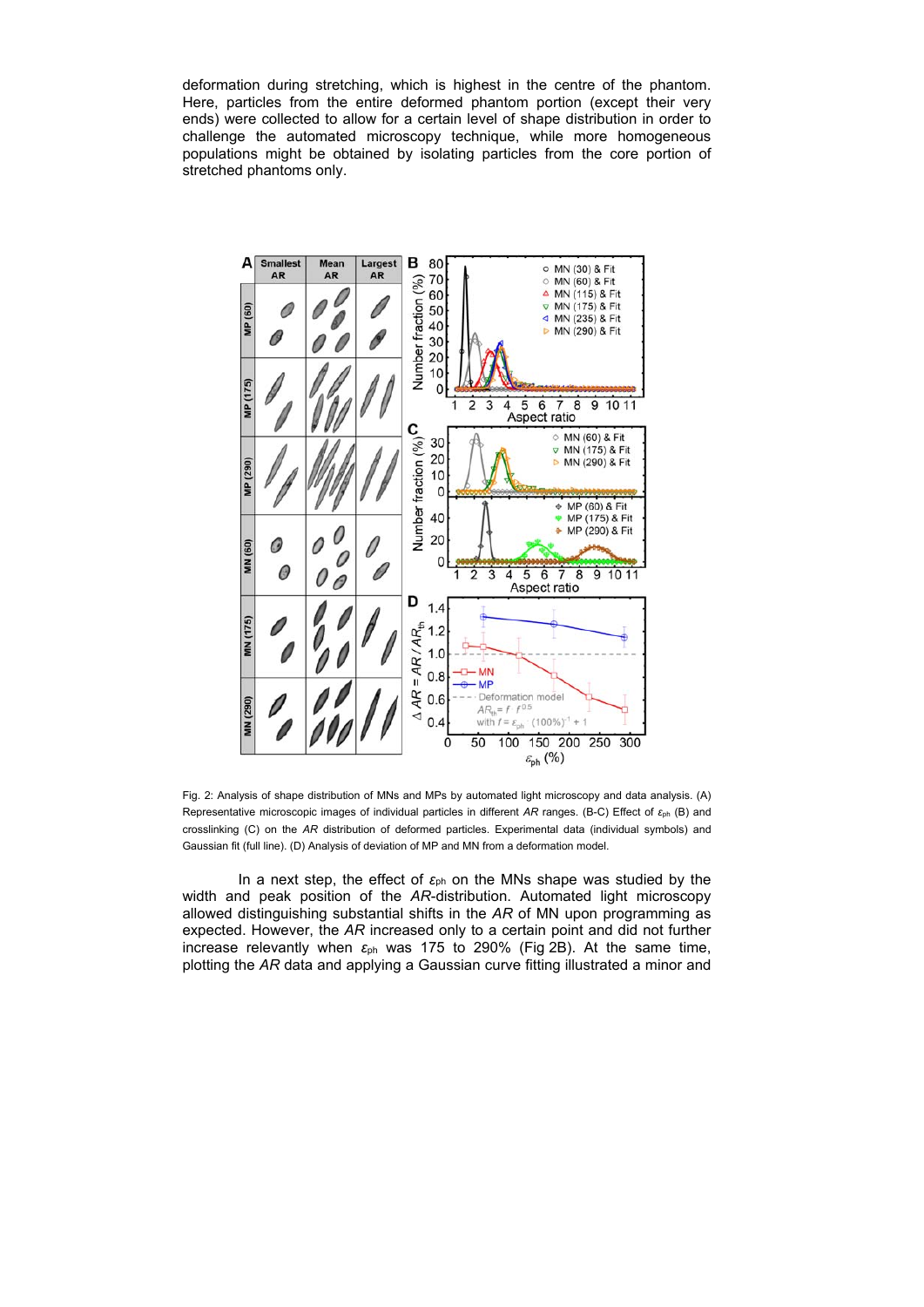deformation during stretching, which is highest in the centre of the phantom. Here, particles from the entire deformed phantom portion (except their very ends) were collected to allow for a certain level of shape distribution in order to challenge the automated microscopy technique, while more homogeneous populations might be obtained by isolating particles from the core portion of stretched phantoms only.

Fig. 2: Analysis of shape distribution of MNs and MPs by automated light microscopy and data analysis. (A) Representative microscopic images of individual particles in different *AR* ranges. (B-C) Effect of $\varepsilon_{ph}$ (B) and crosslinking (C) on the *AR* distribution of deformed particles. Experimental data (individual symbols) and Gaussian fit (full line). (D) Analysis of deviation of MP and MN from a deformation model.

In a next step, the effect of $\varepsilon_{ph}$ on the MNs shape was studied by the width and peak position of the *AR*-distribution. Automated light microscopy allowed distinguishing substantial shifts in the *AR* of MN upon programming as expected. However, the *AR* increased only to a certain point and did not further increase relevantly when $\varepsilon_{ph}$ was 175 to 290% (Fig 2B). At the same time, plotting the *AR* data and applying a Gaussian curve fitting illustrated a minor and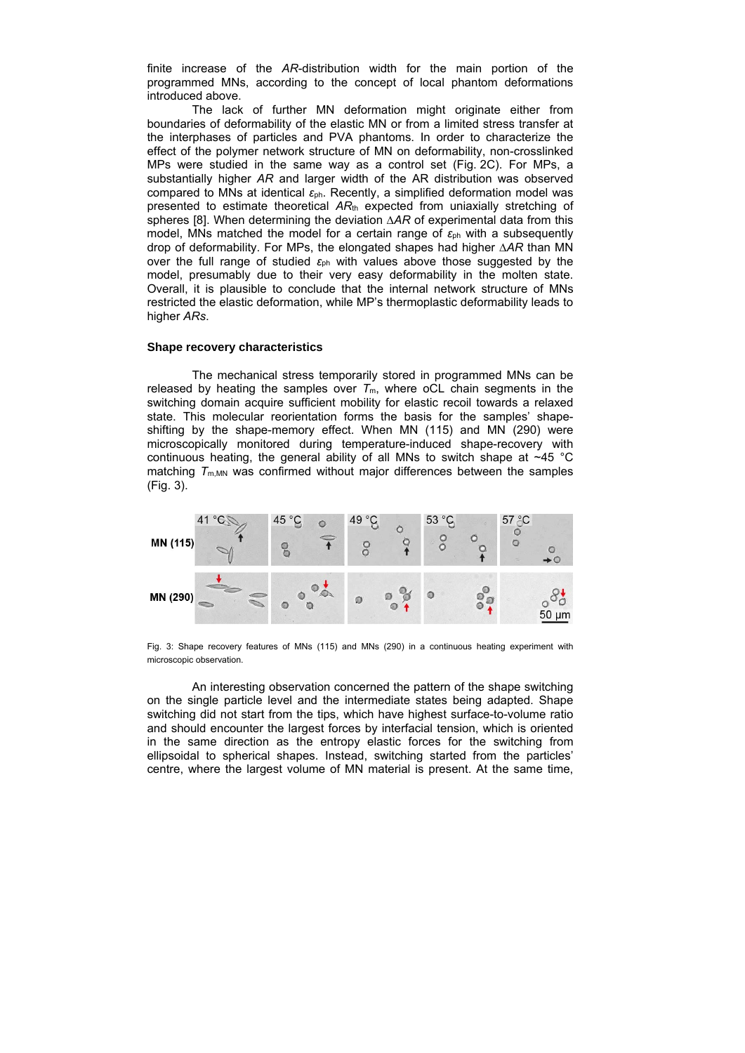finite increase of the *AR*-distribution width for the main portion of the programmed MNs, according to the concept of local phantom deformations introduced above.

The lack of further MN deformation might originate either from boundaries of deformability of the elastic MN or from a limited stress transfer at the interphases of particles and PVA phantoms. In order to characterize the effect of the polymer network structure of MN on deformability, non-crosslinked MPs were studied in the same way as a control set (Fig. 2C). For MPs, a substantially higher *AR* and larger width of the AR distribution was observed compared to MNs at identical $\varepsilon_{ph}$. Recently, a simplified deformation model was presented to estimate theoretical $AR_{th}$ expected from uniaxially stretching of spheres [8]. When determining the deviation $\Delta AR$ of experimental data from this model, MNs matched the model for a certain range of $\varepsilon_{ph}$ with a subsequently drop of deformability. For MPs, the elongated shapes had higher $\Delta AR$ than MN over the full range of studied $\varepsilon_{ph}$ with values above those suggested by the model, presumably due to their very easy deformability in the molten state. Overall, it is plausible to conclude that the internal network structure of MNs restricted the elastic deformation, while MP's thermoplastic deformability leads to higher *ARs*.

### Shape recovery characteristics

The mechanical stress temporarily stored in programmed MNs can be released by heating the samples over $T_m$, where oCL chain segments in the switching domain acquire sufficient mobility for elastic recoil towards a relaxed state. This molecular reorientation forms the basis for the samples' shape-shifting by the shape-memory effect. When MN (115) and MN (290) were microscopically monitored during temperature-induced shape-recovery with continuous heating, the general ability of all MNs to switch shape at ~45 °C matching $T_{m,MN}$ was confirmed without major differences between the samples (Fig. 3).

Fig. 3: Shape recovery features of MNs (115) and MNs (290) in a continuous heating experiment with microscopic observation.

An interesting observation concerned the pattern of the shape switching on the single particle level and the intermediate states being adapted. Shape switching did not start from the tips, which have highest surface-to-volume ratio and should encounter the largest forces by interfacial tension, which is oriented in the same direction as the entropy elastic forces for the switching from ellipsoidal to spherical shapes. Instead, switching started from the particles' centre, where the largest volume of MN material is present. At the same time,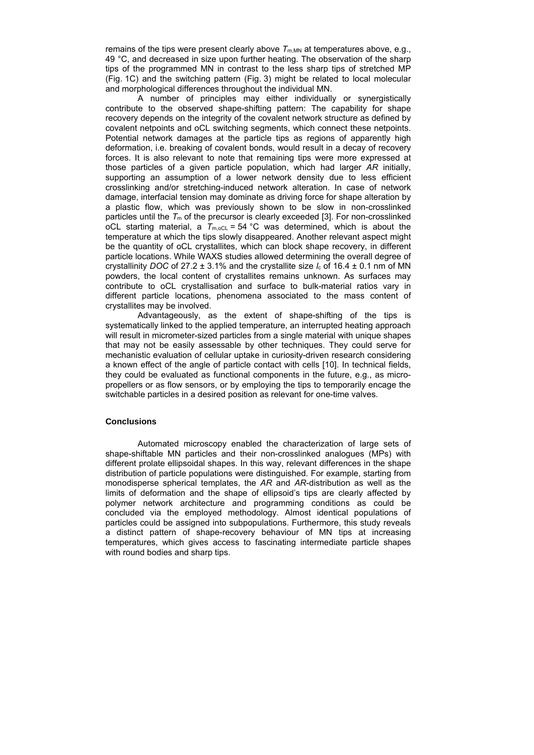remains of the tips were present clearly above $T_{m,MN}$ at temperatures above, e.g., 49 °C, and decreased in size upon further heating. The observation of the sharp tips of the programmed MN in contrast to the less sharp tips of stretched MP (Fig. 1C) and the switching pattern (Fig. 3) might be related to local molecular and morphological differences throughout the individual MN.

A number of principles may either individually or synergistically contribute to the observed shape-shifting pattern: The capability for shape recovery depends on the integrity of the covalent network structure as defined by covalent netpoints and oCL switching segments, which connect these netpoints. Potential network damages at the particle tips as regions of apparently high deformation, i.e. breaking of covalent bonds, would result in a decay of recovery forces. It is also relevant to note that remaining tips were more expressed at those particles of a given particle population, which had larger *AR* initially, supporting an assumption of a lower network density due to less efficient crosslinking and/or stretching-induced network alteration. In case of network damage, interfacial tension may dominate as driving force for shape alteration by a plastic flow, which was previously shown to be slow in non-crosslinked particles until the $T_m$ of the precursor is clearly exceeded [3]. For non-crosslinked oCL starting material, a $T_{m,oCL}$ = 54 °C was determined, which is about the temperature at which the tips slowly disappeared. Another relevant aspect might be the quantity of oCL crystallites, which can block shape recovery, in different particle locations. While WAXS studies allowed determining the overall degree of crystallinity *DOC* of 27.2 ± 3.1% and the crystallite size $l_c$ of 16.4 ± 0.1 nm of MN powders, the local content of crystallites remains unknown. As surfaces may contribute to oCL crystallisation and surface to bulk-material ratios vary in different particle locations, phenomena associated to the mass content of crystallites may be involved.

Advantageously, as the extent of shape-shifting of the tips is systematically linked to the applied temperature, an interrupted heating approach will result in micrometer-sized particles from a single material with unique shapes that may not be easily assessable by other techniques. They could serve for mechanistic evaluation of cellular uptake in curiosity-driven research considering a known effect of the angle of particle contact with cells [10]. In technical fields, they could be evaluated as functional components in the future, e.g., as micro-propellers or as flow sensors, or by employing the tips to temporarily encage the switchable particles in a desired position as relevant for one-time valves.

### Conclusions

Automated microscopy enabled the characterization of large sets of shape-shiftable MN particles and their non-crosslinked analogues (MPs) with different prolate ellipsoidal shapes. In this way, relevant differences in the shape distribution of particle populations were distinguished. For example, starting from monodisperse spherical templates, the *AR* and *AR*-distribution as well as the limits of deformation and the shape of ellipsoid's tips are clearly affected by polymer network architecture and programming conditions as could be concluded via the employed methodology. Almost identical populations of particles could be assigned into subpopulations. Furthermore, this study reveals a distinct pattern of shape-recovery behaviour of MN tips at increasing temperatures, which gives access to fascinating intermediate particle shapes with round bodies and sharp tips.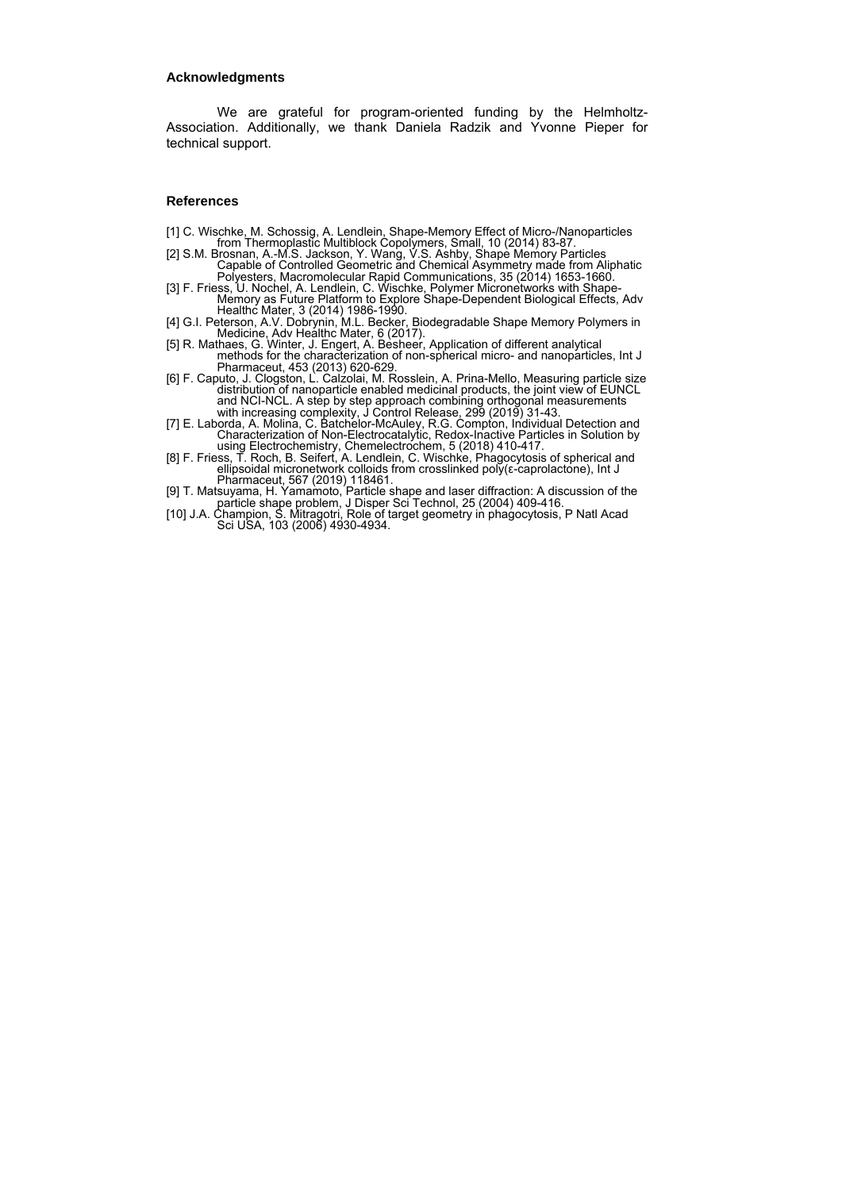### Acknowledgments

We are grateful for program-oriented funding by the Helmholtz-Association. Additionally, we thank Daniela Radzik and Yvonne Pieper for technical support.

### References

[1] C. Wischke, M. Schossig, A. Lendlein, Shape-Memory Effect of Micro-/Nanoparticles from Thermoplastic Multiblock Copolymers, Small, 10 (2014) 83-87.

[2] S.M. Brosnan, A.-M.S. Jackson, Y. Wang, V.S. Ashby, Shape Memory Particles Capable of Controlled Geometric and Chemical Asymmetry made from Aliphatic Polyesters, Macromolecular Rapid Communications, 35 (2014) 1653-1660.

[3] F. Friess, U. Nochel, A. Lendlein, C. Wischke, Polymer Micronetworks with Shape-Memory as Future Platform to Explore Shape-Dependent Biological Effects, Adv Healthc Mater, 3 (2014) 1986-1990.

[4] G.I. Peterson, A.V. Dobrynin, M.L. Becker, Biodegradable Shape Memory Polymers in Medicine, Adv Healthc Mater, 6 (2017).

[5] R. Mathaes, G. Winter, J. Engert, A. Besheer, Application of different analytical methods for the characterization of non-spherical micro- and nanoparticles, Int J Pharmaceut, 453 (2013) 620-629.

[6] F. Caputo, J. Clogston, L. Calzolai, M. Rosslein, A. Prina-Mello, Measuring particle size distribution of nanoparticle enabled medicinal products, the joint view of EUNCL and NCI-NCL. A step by step approach combining orthogonal measurements with increasing complexity, J Control Release, 299 (2019) 31-43.

[7] E. Laborda, A. Molina, C. Batchelor-McAuley, R.G. Compton, Individual Detection and Characterization of Non-Electrocatalytic, Redox-Inactive Particles in Solution by using Electrochemistry, Chemelectrochem, 5 (2018) 410-417.

[8] F. Friess, T. Roch, B. Seifert, A. Lendlein, C. Wischke, Phagocytosis of spherical and ellipsoidal micronetwork colloids from crosslinked poly(ε-caprolactone), Int J Pharmaceut, 567 (2019) 118461.

[9] T. Matsuyama, H. Yamamoto, Particle shape and laser diffraction: A discussion of the particle shape problem, J Disper Sci Technol, 25 (2004) 409-416.

[10] J.A. Champion, S. Mitragotri, Role of target geometry in phagocytosis, P Natl Acad Sci USA, 103 (2006) 4930-4934.